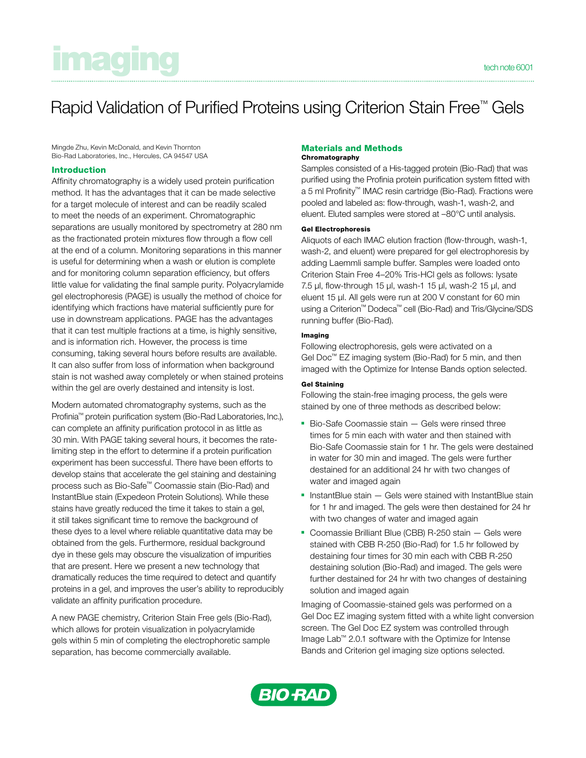imaging

tech note 6001

# Rapid Validation of Purified Proteins using Criterion Stain Free™ Gels

Mingde Zhu, Kevin McDonald, and Kevin Thornton
Bio-Rad Laboratories, Inc., Hercules, CA 94547 USA

## Introduction

Affinity chromatography is a widely used protein purification method. It has the advantages that it can be made selective for a target molecule of interest and can be readily scaled to meet the needs of an experiment. Chromatographic separations are usually monitored by spectrometry at 280 nm as the fractionated protein mixtures flow through a flow cell at the end of a column. Monitoring separations in this manner is useful for determining when a wash or elution is complete and for monitoring column separation efficiency, but offers little value for validating the final sample purity. Polyacrylamide gel electrophoresis (PAGE) is usually the method of choice for identifying which fractions have material sufficiently pure for use in downstream applications. PAGE has the advantages that it can test multiple fractions at a time, is highly sensitive, and is information rich. However, the process is time consuming, taking several hours before results are available. It can also suffer from loss of information when background stain is not washed away completely or when stained proteins within the gel are overly destained and intensity is lost.

Modern automated chromatography systems, such as the Profinia™ protein purification system (Bio-Rad Laboratories, Inc.), can complete an affinity purification protocol in as little as 30 min. With PAGE taking several hours, it becomes the rate-limiting step in the effort to determine if a protein purification experiment has been successful. There have been efforts to develop stains that accelerate the gel staining and destaining process such as Bio-Safe™ Coomassie stain (Bio-Rad) and InstantBlue stain (Expedeon Protein Solutions). While these stains have greatly reduced the time it takes to stain a gel, it still takes significant time to remove the background of these dyes to a level where reliable quantitative data may be obtained from the gels. Furthermore, residual background dye in these gels may obscure the visualization of impurities that are present. Here we present a new technology that dramatically reduces the time required to detect and quantify proteins in a gel, and improves the user's ability to reproducibly validate an affinity purification procedure.

A new PAGE chemistry, Criterion Stain Free gels (Bio-Rad), which allows for protein visualization in polyacrylamide gels within 5 min of completing the electrophoretic sample separation, has become commercially available.

## Materials and Methods

### Chromatography

Samples consisted of a His-tagged protein (Bio-Rad) that was purified using the Profinia protein purification system fitted with a 5 ml Profinity™ IMAC resin cartridge (Bio-Rad). Fractions were pooled and labeled as: flow-through, wash-1, wash-2, and eluent. Eluted samples were stored at –80°C until analysis.

### Gel Electrophoresis

Aliquots of each IMAC elution fraction (flow-through, wash-1, wash-2, and eluent) were prepared for gel electrophoresis by adding Laemmli sample buffer. Samples were loaded onto Criterion Stain Free 4–20% Tris-HCl gels as follows: lysate 7.5 µl, flow-through 15 µl, wash-1 15 µl, wash-2 15 µl, and eluent 15 µl. All gels were run at 200 V constant for 60 min using a Criterion™ Dodeca™ cell (Bio-Rad) and Tris/Glycine/SDS running buffer (Bio-Rad).

### Imaging

Following electrophoresis, gels were activated on a Gel Doc™ EZ imaging system (Bio-Rad) for 5 min, and then imaged with the Optimize for Intense Bands option selected.

### Gel Staining

Following the stain-free imaging process, the gels were stained by one of three methods as described below:

- Bio-Safe Coomassie stain — Gels were rinsed three times for 5 min each with water and then stained with Bio-Safe Coomassie stain for 1 hr. The gels were destained in water for 30 min and imaged. The gels were further destained for an additional 24 hr with two changes of water and imaged again
- InstantBlue stain — Gels were stained with InstantBlue stain for 1 hr and imaged. The gels were then destained for 24 hr with two changes of water and imaged again
- Coomassie Brilliant Blue (CBB) R-250 stain — Gels were stained with CBB R-250 (Bio-Rad) for 1.5 hr followed by destaining four times for 30 min each with CBB R-250 destaining solution (Bio-Rad) and imaged. The gels were further destained for 24 hr with two changes of destaining solution and imaged again

Imaging of Coomassie-stained gels was performed on a Gel Doc EZ imaging system fitted with a white light conversion screen. The Gel Doc EZ system was controlled through Image Lab™ 2.0.1 software with the Optimize for Intense Bands and Criterion gel imaging size options selected.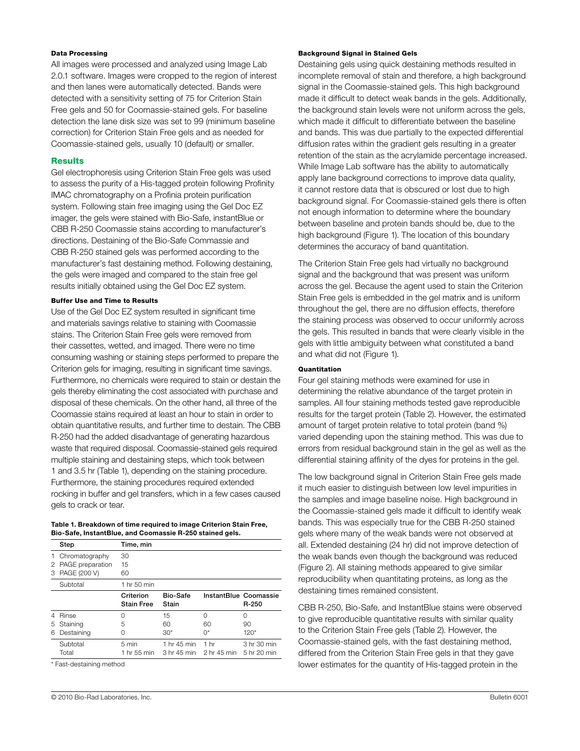#### Data Processing

All images were processed and analyzed using Image Lab 2.0.1 software. Images were cropped to the region of interest and then lanes were automatically detected. Bands were detected with a sensitivity setting of 75 for Criterion Stain Free gels and 50 for Coomassie-stained gels. For baseline detection the lane disk size was set to 99 (minimum baseline correction) for Criterion Stain Free gels and as needed for Coomassie-stained gels, usually 10 (default) or smaller.

## Results

Gel electrophoresis using Criterion Stain Free gels was used to assess the purity of a His-tagged protein following Profinity IMAC chromatography on a Profinia protein purification system. Following stain free imaging using the Gel Doc EZ imager, the gels were stained with Bio-Safe, instantBlue or CBB R-250 Coomassie stains according to manufacturer's directions. Destaining of the Bio-Safe Commassie and CBB R-250 stained gels was performed according to the manufacturer's fast destaining method. Following destaining, the gels were imaged and compared to the stain free gel results initially obtained using the Gel Doc EZ system.

#### Buffer Use and Time to Results

Use of the Gel Doc EZ system resulted in significant time and materials savings relative to staining with Coomassie stains. The Criterion Stain Free gels were removed from their cassettes, wetted, and imaged. There were no time consuming washing or staining steps performed to prepare the Criterion gels for imaging, resulting in significant time savings. Furthermore, no chemicals were required to stain or destain the gels thereby eliminating the cost associated with purchase and disposal of these chemicals. On the other hand, all three of the Coomassie stains required at least an hour to stain in order to obtain quantitative results, and further time to destain. The CBB R-250 had the added disadvantage of generating hazardous waste that required disposal. Coomassie-stained gels required multiple staining and destaining steps, which took between 1 and 3.5 hr (Table 1), depending on the staining procedure. Furthermore, the staining procedures required extended rocking in buffer and gel transfers, which in a few cases caused gels to crack or tear.

**Table 1. Breakdown of time required to image Criterion Stain Free, Bio-Safe, InstantBlue, and Coomassie R-250 stained gels.**

| Step | Time, min | | | |
|---|---|---|---|---|
| 1 Chromatography | 30 | | | |
| 2 PAGE preparation | 15 | | | |
| 3 PAGE (200 V) | 60 | | | |
| Subtotal | 1 hr 50 min | | | |
| | **Criterion Stain Free** | **Bio-Safe Stain** | **InstantBlue** | **Coomassie R-250** |
| 4 Rinse | 0 | 15 | 0 | 0 |
| 5 Staining | 5 | 60 | 60 | 90 |
| 6 Destaining | 0 | 30* | 0* | 120* |
| Subtotal | 5 min | 1 hr 45 min | 1 hr | 3 hr 30 min |
| Total | 1 hr 55 min | 3 hr 45 min | 2 hr 45 min | 5 hr 20 min |

\* Fast-destaining method

#### Background Signal in Stained Gels

Destaining gels using quick destaining methods resulted in incomplete removal of stain and therefore, a high background signal in the Coomassie-stained gels. This high background made it difficult to detect weak bands in the gels. Additionally, the background stain levels were not uniform across the gels, which made it difficult to differentiate between the baseline and bands. This was due partially to the expected differential diffusion rates within the gradient gels resulting in a greater retention of the stain as the acrylamide percentage increased. While Image Lab software has the ability to automatically apply lane background corrections to improve data quality, it cannot restore data that is obscured or lost due to high background signal. For Coomassie-stained gels there is often not enough information to determine where the boundary between baseline and protein bands should be, due to the high background (Figure 1). The location of this boundary determines the accuracy of band quantitation.

The Criterion Stain Free gels had virtually no background signal and the background that was present was uniform across the gel. Because the agent used to stain the Criterion Stain Free gels is embedded in the gel matrix and is uniform throughout the gel, there are no diffusion effects, therefore the staining process was observed to occur uniformly across the gels. This resulted in bands that were clearly visible in the gels with little ambiguity between what constituted a band and what did not (Figure 1).

#### Quantitation

Four gel staining methods were examined for use in determining the relative abundance of the target protein in samples. All four staining methods tested gave reproducible results for the target protein (Table 2). However, the estimated amount of target protein relative to total protein (band %) varied depending upon the staining method. This was due to errors from residual background stain in the gel as well as the differential staining affinity of the dyes for proteins in the gel.

The low background signal in Criterion Stain Free gels made it much easier to distinguish between low level impurities in the samples and image baseline noise. High background in the Coomassie-stained gels made it difficult to identify weak bands. This was especially true for the CBB R-250 stained gels where many of the weak bands were not observed at all. Extended destaining (24 hr) did not improve detection of the weak bands even though the background was reduced (Figure 2). All staining methods appeared to give similar reproducibility when quantitating proteins, as long as the destaining times remained consistent.

CBB R-250, Bio-Safe, and InstantBlue stains were observed to give reproducible quantitative results with similar quality to the Criterion Stain Free gels (Table 2). However, the Coomassie-stained gels, with the fast destaining method, differed from the Criterion Stain Free gels in that they gave lower estimates for the quantity of His-tagged protein in the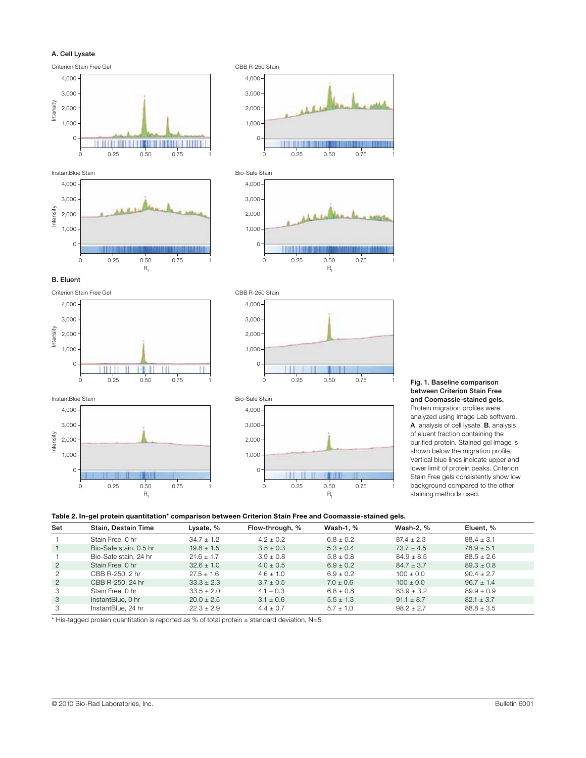**A. Cell Lysate**

**B. Eluent**

**Fig. 1. Baseline comparison between Criterion Stain Free and Coomassie-stained gels.** Protein migration profiles were analyzed using Image Lab software. **A**, analysis of cell lysate. **B**, analysis of eluent fraction containing the purified protein. Stained gel image is shown below the migration profile. Vertical blue lines indicate upper and lower limit of protein peaks. Criterion Stain Free gels consistently show low background compared to the other staining methods used.

**Table 2. In-gel protein quantitation* comparison between Criterion Stain Free and Coomassie-stained gels.**

| Set | Stain, Destain Time | Lysate, % | Flow-through, % | Wash-1, % | Wash-2, % | Eluent, % |
|---|---|---|---|---|---|---|
| 1 | Stain Free, 0 hr | 34.7 ± 1.2 | 4.2 ± 0.2 | 6.8 ± 0.2 | 87.4 ± 2.3 | 88.4 ± 3.1 |
| 1 | Bio-Safe stain, 0.5 hr | 19.8 ± 1.5 | 3.5 ± 0.3 | 5.3 ± 0.4 | 73.7 ± 4.5 | 78.9 ± 5.1 |
| 1 | Bio-Safe stain, 24 hr | 21.6 ± 1.7 | 3.9 ± 0.8 | 5.8 ± 0.8 | 84.9 ± 8.5 | 88.5 ± 2.6 |
| 2 | Stain Free, 0 hr | 32.6 ± 1.0 | 4.0 ± 0.5 | 6.9 ± 0.2 | 84.7 ± 3.7 | 89.3 ± 0.8 |
| 2 | CBB R-250, 2 hr | 27.5 ± 1.6 | 4.6 ± 1.0 | 6.9 ± 0.2 | 100 ± 0.0 | 90.4 ± 2.7 |
| 2 | CBB R-250, 24 hr | 33.3 ± 2.3 | 3.7 ± 0.5 | 7.0 ± 0.6 | 100 ± 0.0 | 96.7 ± 1.4 |
| 3 | Stain Free, 0 hr | 33.5 ± 2.0 | 4.1 ± 0.3 | 6.8 ± 0.8 | 83.9 ± 3.2 | 89.9 ± 0.9 |
| 3 | InstantBlue, 0 hr | 20.0 ± 2.5 | 3.1 ± 0.6 | 5.5 ± 1.3 | 91.1 ± 8.7 | 82.1 ± 3.7 |
| 3 | InstantBlue, 24 hr | 22.3 ± 2.9 | 4.4 ± 0.7 | 5.7 ± 1.0 | 98.2 ± 2.7 | 88.8 ± 3.5 |

* His-tagged protein quantitation is reported as % of total protein ± standard deviation, N=5.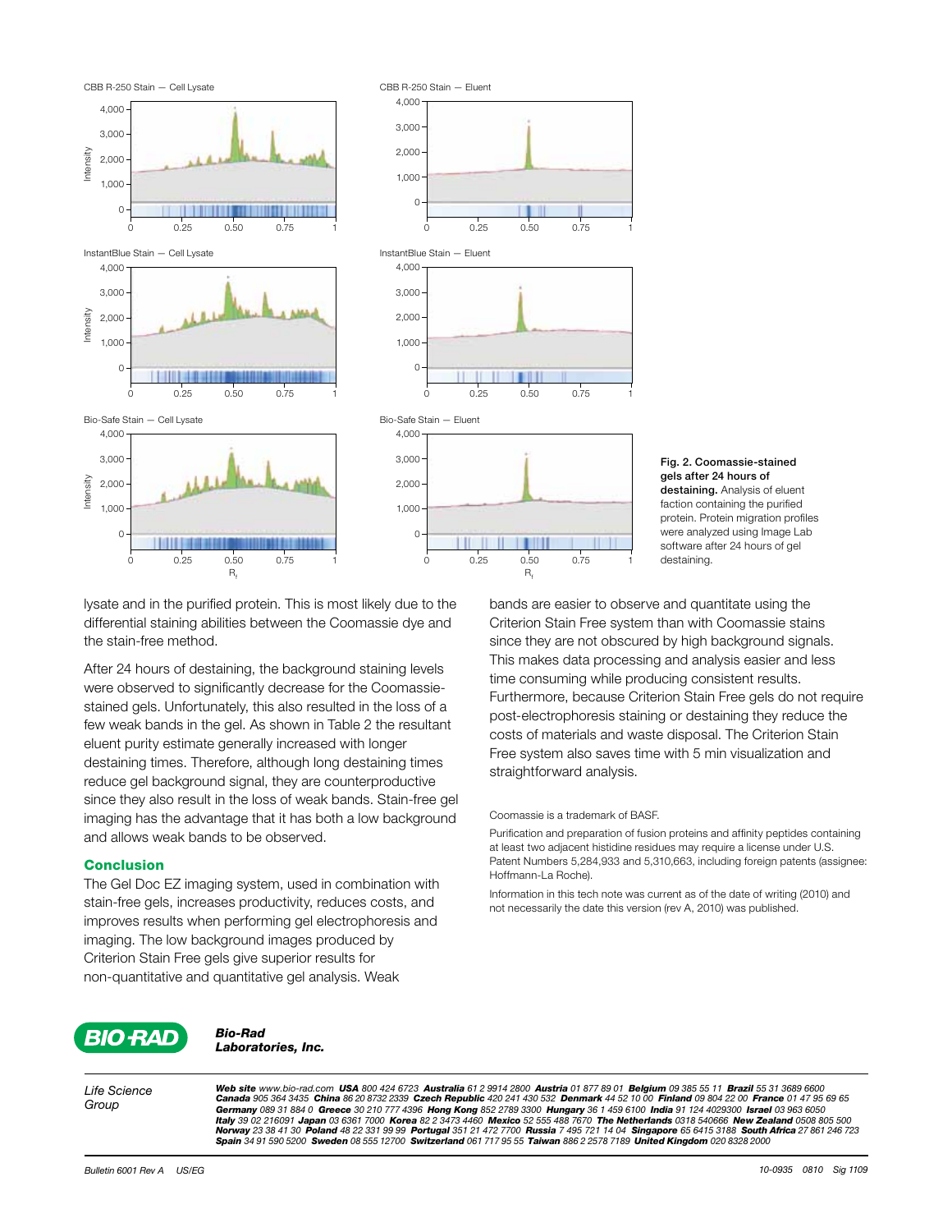CBB R-250 Stain — Cell Lysate

Intensity

4,000
3,000
2,000
1,000
0

0 0.25 0.50 0.75 1

CBB R-250 Stain — Eluent

4,000
3,000
2,000
1,000
0

0 0.25 0.50 0.75 1

InstantBlue Stain — Cell Lysate

Intensity

4,000
3,000
2,000
1,000
0

0 0.25 0.50 0.75 1

InstantBlue Stain — Eluent

4,000
3,000
2,000
1,000
0

0 0.25 0.50 0.75 1

Bio-Safe Stain — Cell Lysate

Intensity

4,000
3,000
2,000
1,000
0

0 0.25 0.50 0.75 1

$R_f$

Bio-Safe Stain — Eluent

4,000
3,000
2,000
1,000
0

0 0.25 0.50 0.75 1

$R_f$

**Fig. 2. Coomassie-stained gels after 24 hours of destaining.** Analysis of eluent faction containing the purified protein. Protein migration profiles were analyzed using Image Lab software after 24 hours of gel destaining.

lysate and in the purified protein. This is most likely due to the differential staining abilities between the Coomassie dye and the stain-free method.

After 24 hours of destaining, the background staining levels were observed to significantly decrease for the Coomassie-stained gels. Unfortunately, this also resulted in the loss of a few weak bands in the gel. As shown in Table 2 the resultant eluent purity estimate generally increased with longer destaining times. Therefore, although long destaining times reduce gel background signal, they are counterproductive since they also result in the loss of weak bands. Stain-free gel imaging has the advantage that it has both a low background and allows weak bands to be observed.

## Conclusion

The Gel Doc EZ imaging system, used in combination with stain-free gels, increases productivity, reduces costs, and improves results when performing gel electrophoresis and imaging. The low background images produced by Criterion Stain Free gels give superior results for non-quantitative and quantitative gel analysis. Weak bands are easier to observe and quantitate using the Criterion Stain Free system than with Coomassie stains since they are not obscured by high background signals. This makes data processing and analysis easier and less time consuming while producing consistent results. Furthermore, because Criterion Stain Free gels do not require post-electrophoresis staining or destaining they reduce the costs of materials and waste disposal. The Criterion Stain Free system also saves time with 5 min visualization and straightforward analysis.

Coomassie is a trademark of BASF.

Purification and preparation of fusion proteins and affinity peptides containing at least two adjacent histidine residues may require a license under U.S. Patent Numbers 5,284,933 and 5,310,663, including foreign patents (assignee: Hoffmann-La Roche).

Information in this tech note was current as of the date of writing (2010) and not necessarily the date this version (rev A, 2010) was published.

BIO-RAD

***Bio-Rad Laboratories, Inc.***

*Life Science Group*

***Web site*** *www.bio-rad.com* ***USA*** *800 424 6723* ***Australia*** *61 2 9914 2800* ***Austria*** *01 877 89 01* ***Belgium*** *09 385 55 11* ***Brazil*** *55 31 3689 6600* ***Canada*** *905 364 3435* ***China*** *86 20 8732 2339* ***Czech Republic*** *420 241 430 532* ***Denmark*** *44 52 10 00* ***Finland*** *09 804 22 00* ***France*** *01 47 95 69 65* ***Germany*** *089 31 884 0* ***Greece*** *30 210 777 4396* ***Hong Kong*** *852 2789 3300* ***Hungary*** *36 1 459 6100* ***India*** *91 124 4029300* ***Israel*** *03 963 6050* ***Italy*** *39 02 216091* ***Japan*** *03 6361 7000* ***Korea*** *82 2 3473 4460* ***Mexico*** *52 555 488 7670* ***The Netherlands*** *0318 540666* ***New Zealand*** *0508 805 500* ***Norway*** *23 38 41 30* ***Poland*** *48 22 331 99 99* ***Portugal*** *351 21 472 7700* ***Russia*** *7 495 721 14 04* ***Singapore*** *65 6415 3188* ***South Africa*** *27 861 246 723* ***Spain*** *34 91 590 5200* ***Sweden*** *08 555 12700* ***Switzerland*** *061 717 95 55* ***Taiwan*** *886 2 2578 7189* ***United Kingdom*** *020 8328 2000*

*Bulletin 6001 Rev A US/EG* *10-0935 0810 Sig 1109*